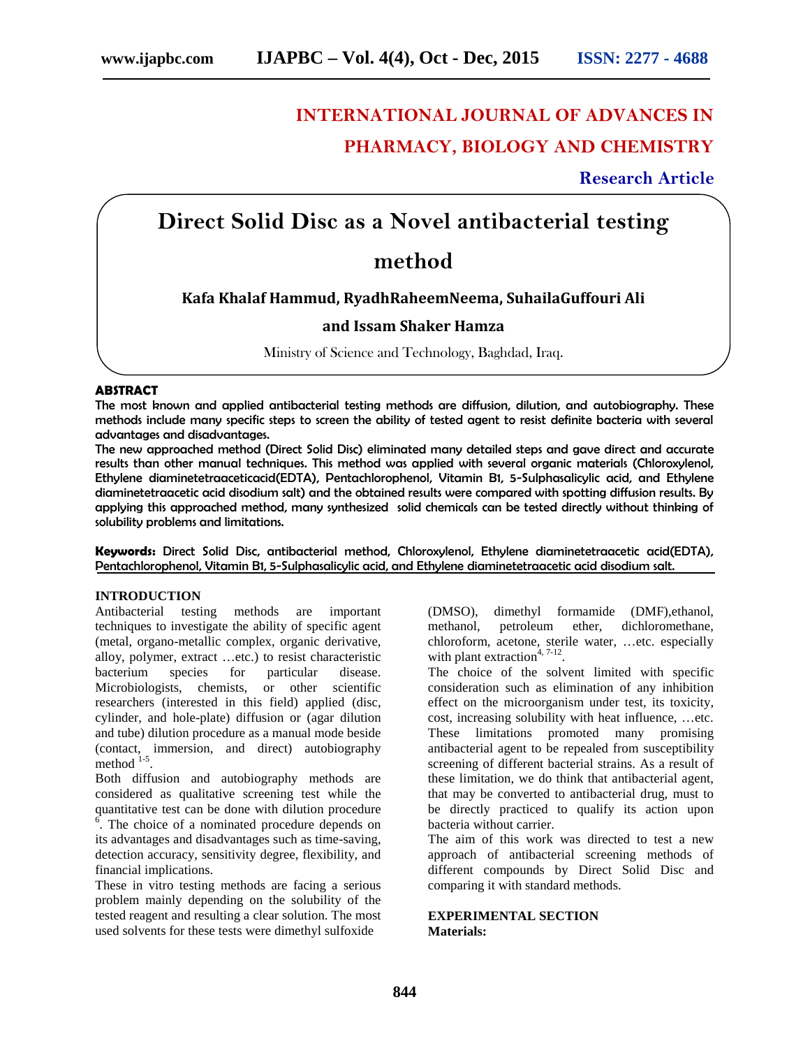# INTERNATIONAL JOURNAL OF ADVANCES IN PHARMACY, BIOLOGY AND CHEMISTRY

**Research Article**

# Direct Solid Disc as a Novel antibacterial testing method

**Kafa Khalaf Hammud, RyadhRaheemNeema, SuhailaGuffouri Ali and Issam Shaker Hamza**

Ministry of Science and Technology, Baghdad, Iraq.

## ABSTRACT

The most known and applied antibacterial testing methods are diffusion, dilution, and autobiography. These methods include many specific steps to screen the ability of tested agent to resist definite bacteria with several advantages and disadvantages.

The new approached method (Direct Solid Disc) eliminated many detailed steps and gave direct and accurate results than other manual techniques. This method was applied with several organic materials (Chloroxylenol, Ethylene diaminetetraaceticacid(EDTA), Pentachlorophenol, Vitamin B1, 5-Sulphasalicylic acid, and Ethylene diaminetetraacetic acid disodium salt) and the obtained results were compared with spotting diffusion results. By applying this approached method, many synthesized solid chemicals can be tested directly without thinking of solubility problems and limitations.

**Keywords:** Direct Solid Disc, antibacterial method, Chloroxylenol, Ethylene diaminetetraacetic acid(EDTA), Pentachlorophenol, Vitamin B1, 5-Sulphasalicylic acid, and Ethylene diaminetetraacetic acid disodium salt.

## INTRODUCTION

Antibacterial testing methods are important techniques to investigate the ability of specific agent (metal, organo-metallic complex, organic derivative, alloy, polymer, extract …etc.) to resist characteristic bacterium species for particular disease. Microbiologists, chemists, or other scientific researchers (interested in this field) applied (disc, cylinder, and hole-plate) diffusion or (agar dilution and tube) dilution procedure as a manual mode beside (contact, immersion, and direct) autobiography method [1-5].

Both diffusion and autobiography methods are considered as qualitative screening test while the quantitative test can be done with dilution procedure [6]. The choice of a nominated procedure depends on its advantages and disadvantages such as time-saving, detection accuracy, sensitivity degree, flexibility, and financial implications.

These in vitro testing methods are facing a serious problem mainly depending on the solubility of the tested reagent and resulting a clear solution. The most used solvents for these tests were dimethyl sulfoxide (DMSO), dimethyl formamide (DMF),ethanol, methanol, petroleum ether, dichloromethane, chloroform, acetone, sterile water, …etc. especially with plant extraction[4, 7-12].

The choice of the solvent limited with specific consideration such as elimination of any inhibition effect on the microorganism under test, its toxicity, cost, increasing solubility with heat influence, …etc. These limitations promoted many promising antibacterial agent to be repealed from susceptibility screening of different bacterial strains. As a result of these limitation, we do think that antibacterial agent, that may be converted to antibacterial drug, must to be directly practiced to qualify its action upon bacteria without carrier.

The aim of this work was directed to test a new approach of antibacterial screening methods of different compounds by Direct Solid Disc and comparing it with standard methods.

## EXPERIMENTAL SECTION

### Materials: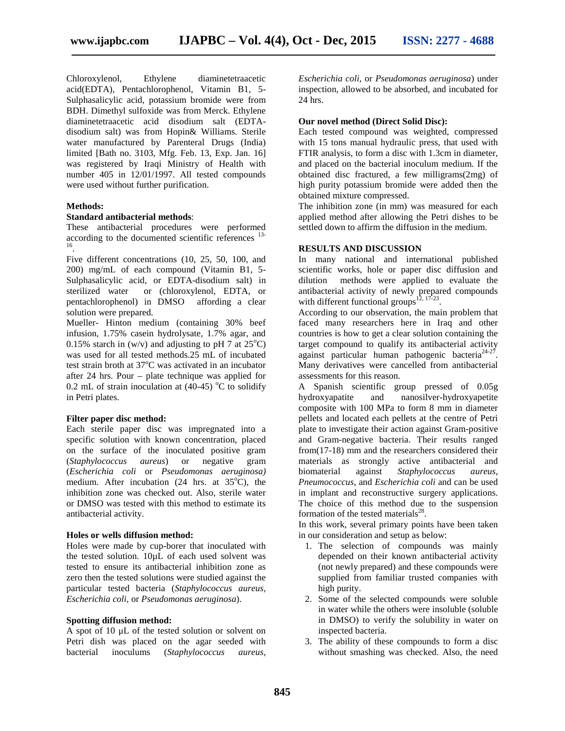Chloroxylenol, Ethylene diaminetetraacetic acid(EDTA), Pentachlorophenol, Vitamin B1, 5-Sulphasalicylic acid, potassium bromide were from BDH. Dimethyl sulfoxide was from Merck. Ethylene diaminetetraacetic acid disodium salt (EDTA-disodium salt) was from Hopin& Williams. Sterile water manufactured by Parenteral Drugs (India) limited [Bath no. 3103, Mfg. Feb. 13, Exp. Jan. 16] was registered by Iraqi Ministry of Health with number 405 in 12/01/1997. All tested compounds were used without further purification.

**Methods:**

**Standard antibacterial methods**:

These antibacterial procedures were performed according to the documented scientific references [13-16].

Five different concentrations (10, 25, 50, 100, and 200) mg/mL of each compound (Vitamin B1, 5-Sulphasalicylic acid, or EDTA-disodium salt) in sterilized water or (chloroxylenol, EDTA, or pentachlorophenol) in DMSO affording a clear solution were prepared.

Mueller- Hinton medium (containing 30% beef infusion, 1.75% casein hydrolysate, 1.7% agar, and 0.15% starch in (w/v) and adjusting to pH 7 at 25$^{o}$C) was used for all tested methods.25 mL of incubated test strain broth at 37$^{o}$C was activated in an incubator after 24 hrs. Pour – plate technique was applied for 0.2 mL of strain inoculation at (40-45) $^{o}$C to solidify in Petri plates.

**Filter paper disc method:**

Each sterile paper disc was impregnated into a specific solution with known concentration, placed on the surface of the inoculated positive gram (*Staphylococcus aureus*) or negative gram (*Escherichia coli* or *Pseudomonas aeruginosa)* medium. After incubation (24 hrs. at 35$^{o}$C), the inhibition zone was checked out. Also, sterile water or DMSO was tested with this method to estimate its antibacterial activity.

**Holes or wells diffusion method:**

Holes were made by cup-borer that inoculated with the tested solution. 10µL of each used solvent was tested to ensure its antibacterial inhibition zone as zero then the tested solutions were studied against the particular tested bacteria (*Staphylococcus aureus, Escherichia coli,* or *Pseudomonas aeruginosa*).

**Spotting diffusion method:**

A spot of 10 µL of the tested solution or solvent on Petri dish was placed on the agar seeded with bacterial inoculums (*Staphylococcus aureus, Escherichia coli,* or *Pseudomonas aeruginosa*) under inspection, allowed to be absorbed, and incubated for 24 hrs.

**Our novel method (Direct Solid Disc):**

Each tested compound was weighted, compressed with 15 tons manual hydraulic press, that used with FTIR analysis, to form a disc with 1.3cm in diameter, and placed on the bacterial inoculum medium. If the obtained disc fractured, a few milligrams(2mg) of high purity potassium bromide were added then the obtained mixture compressed.

The inhibition zone (in mm) was measured for each applied method after allowing the Petri dishes to be settled down to affirm the diffusion in the medium.

**RESULTS AND DISCUSSION**

In many national and international published scientific works, hole or paper disc diffusion and dilution methods were applied to evaluate the antibacterial activity of newly prepared compounds with different functional groups[12, 17-23].

According to our observation, the main problem that faced many researchers here in Iraq and other countries is how to get a clear solution containing the target compound to qualify its antibacterial activity against particular human pathogenic bacteria[24-27]. Many derivatives were cancelled from antibacterial assessments for this reason.

A Spanish scientific group pressed of 0.05g hydroxyapatite and nanosilver-hydroxyapetite composite with 100 MPa to form 8 mm in diameter pellets and located each pellets at the centre of Petri plate to investigate their action against Gram-positive and Gram-negative bacteria. Their results ranged from(17-18) mm and the researchers considered their materials as strongly active antibacterial and biomaterial against *Staphylococcus aureus*, *Pneumococcus*, and *Escherichia coli* and can be used in implant and reconstructive surgery applications. The choice of this method due to the suspension formation of the tested materials[28].

In this work, several primary points have been taken in our consideration and setup as below:

1. The selection of compounds was mainly depended on their known antibacterial activity (not newly prepared) and these compounds were supplied from familiar trusted companies with high purity.
2. Some of the selected compounds were soluble in water while the others were insoluble (soluble in DMSO) to verify the solubility in water on inspected bacteria.
3. The ability of these compounds to form a disc without smashing was checked. Also, the need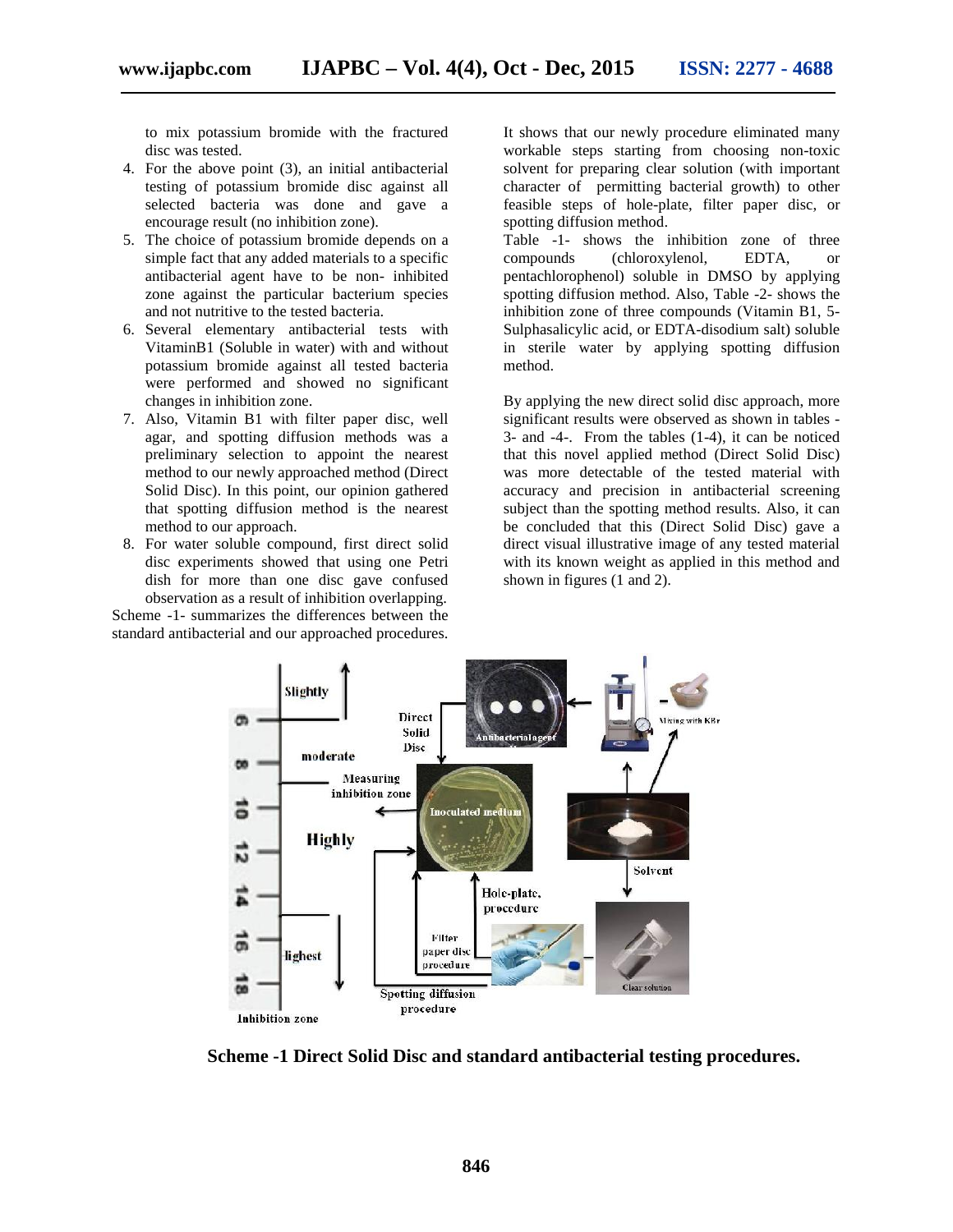to mix potassium bromide with the fractured disc was tested.

4. For the above point (3), an initial antibacterial testing of potassium bromide disc against all selected bacteria was done and gave a encourage result (no inhibition zone).
5. The choice of potassium bromide depends on a simple fact that any added materials to a specific antibacterial agent have to be non- inhibited zone against the particular bacterium species and not nutritive to the tested bacteria.
6. Several elementary antibacterial tests with VitaminB1 (Soluble in water) with and without potassium bromide against all tested bacteria were performed and showed no significant changes in inhibition zone.
7. Also, Vitamin B1 with filter paper disc, well agar, and spotting diffusion methods was a preliminary selection to appoint the nearest method to our newly approached method (Direct Solid Disc). In this point, our opinion gathered that spotting diffusion method is the nearest method to our approach.
8. For water soluble compound, first direct solid disc experiments showed that using one Petri dish for more than one disc gave confused observation as a result of inhibition overlapping.

Scheme -1- summarizes the differences between the standard antibacterial and our approached procedures.

It shows that our newly procedure eliminated many workable steps starting from choosing non-toxic solvent for preparing clear solution (with important character of permitting bacterial growth) to other feasible steps of hole-plate, filter paper disc, or spotting diffusion method.

Table -1- shows the inhibition zone of three compounds (chloroxylenol, EDTA, or pentachlorophenol) soluble in DMSO by applying spotting diffusion method. Also, Table -2- shows the inhibition zone of three compounds (Vitamin B1, 5-Sulphasalicylic acid, or EDTA-disodium salt) soluble in sterile water by applying spotting diffusion method.

By applying the new direct solid disc approach, more significant results were observed as shown in tables -3- and -4-. From the tables (1-4), it can be noticed that this novel applied method (Direct Solid Disc) was more detectable of the tested material with accuracy and precision in antibacterial screening subject than the spotting method results. Also, it can be concluded that this (Direct Solid Disc) gave a direct visual illustrative image of any tested material with its known weight as applied in this method and shown in figures (1 and 2).

**Scheme -1 Direct Solid Disc and standard antibacterial testing procedures.**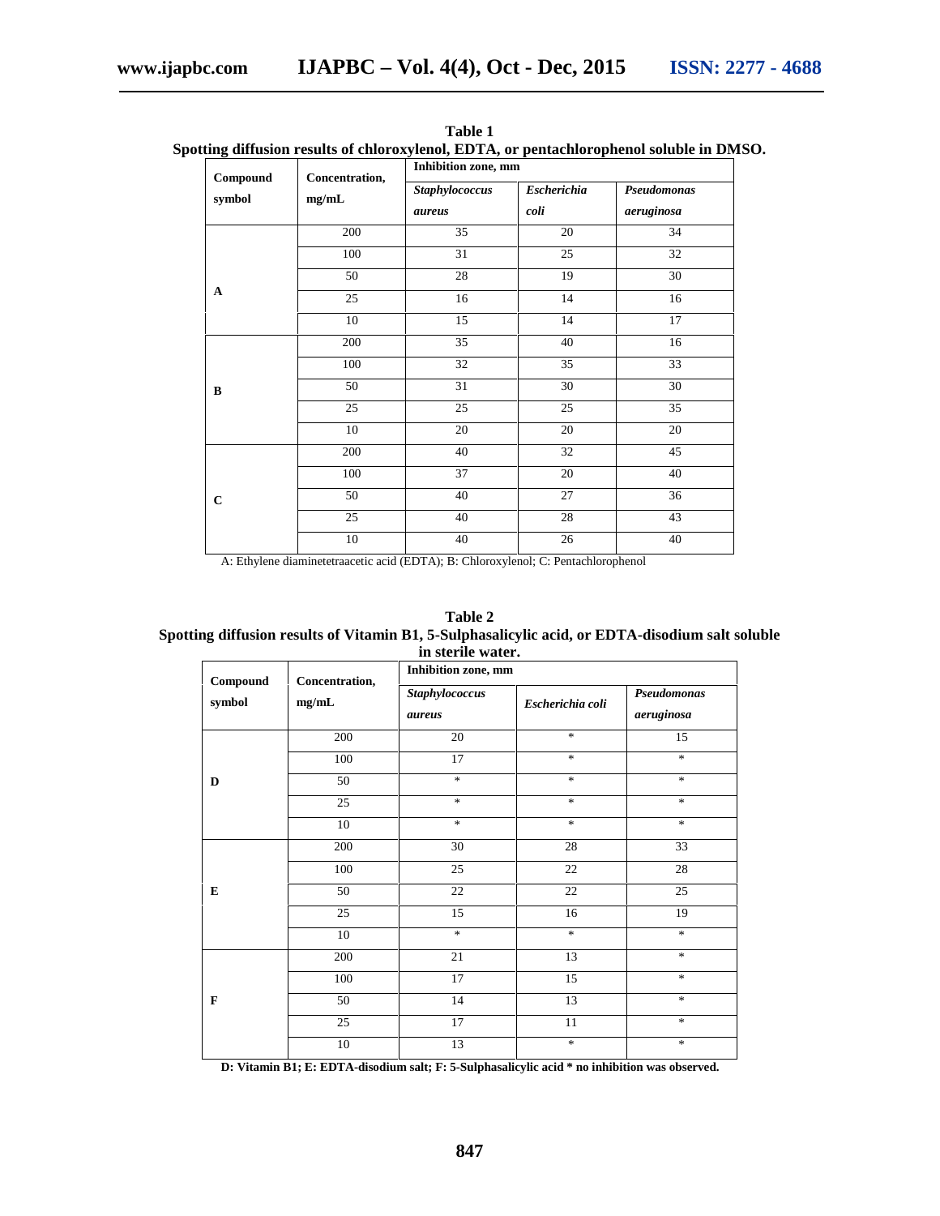**Table 1**
**Spotting diffusion results of chloroxylenol, EDTA, or pentachlorophenol soluble in DMSO.**

| Compound symbol | Concentration, mg/mL | Inhibition zone, mm | | |
|---|---|---|---|---|
| | | *Staphylococcus aureus* | *Escherichia coli* | *Pseudomonas aeruginosa* |
| A | 200 | 35 | 20 | 34 |
| | 100 | 31 | 25 | 32 |
| | 50 | 28 | 19 | 30 |
| | 25 | 16 | 14 | 16 |
| | 10 | 15 | 14 | 17 |
| B | 200 | 35 | 40 | 16 |
| | 100 | 32 | 35 | 33 |
| | 50 | 31 | 30 | 30 |
| | 25 | 25 | 25 | 35 |
| | 10 | 20 | 20 | 20 |
| C | 200 | 40 | 32 | 45 |
| | 100 | 37 | 20 | 40 |
| | 50 | 40 | 27 | 36 |
| | 25 | 40 | 28 | 43 |
| | 10 | 40 | 26 | 40 |

A: Ethylene diaminetetraacetic acid (EDTA); B: Chloroxylenol; C: Pentachlorophenol

**Table 2**
**Spotting diffusion results of Vitamin B1, 5-Sulphasalicylic acid, or EDTA-disodium salt soluble in sterile water.**

| Compound symbol | Concentration, mg/mL | Inhibition zone, mm | | |
|---|---|---|---|---|
| | | *Staphylococcus aureus* | *Escherichia coli* | *Pseudomonas aeruginosa* |
| D | 200 | 20 | * | 15 |
| | 100 | 17 | * | * |
| | 50 | * | * | * |
| | 25 | * | * | * |
| | 10 | * | * | * |
| E | 200 | 30 | 28 | 33 |
| | 100 | 25 | 22 | 28 |
| | 50 | 22 | 22 | 25 |
| | 25 | 15 | 16 | 19 |
| | 10 | * | * | * |
| F | 200 | 21 | 13 | * |
| | 100 | 17 | 15 | * |
| | 50 | 14 | 13 | * |
| | 25 | 17 | 11 | * |
| | 10 | 13 | * | * |

**D: Vitamin B1; E: EDTA-disodium salt; F: 5-Sulphasalicylic acid * no inhibition was observed.**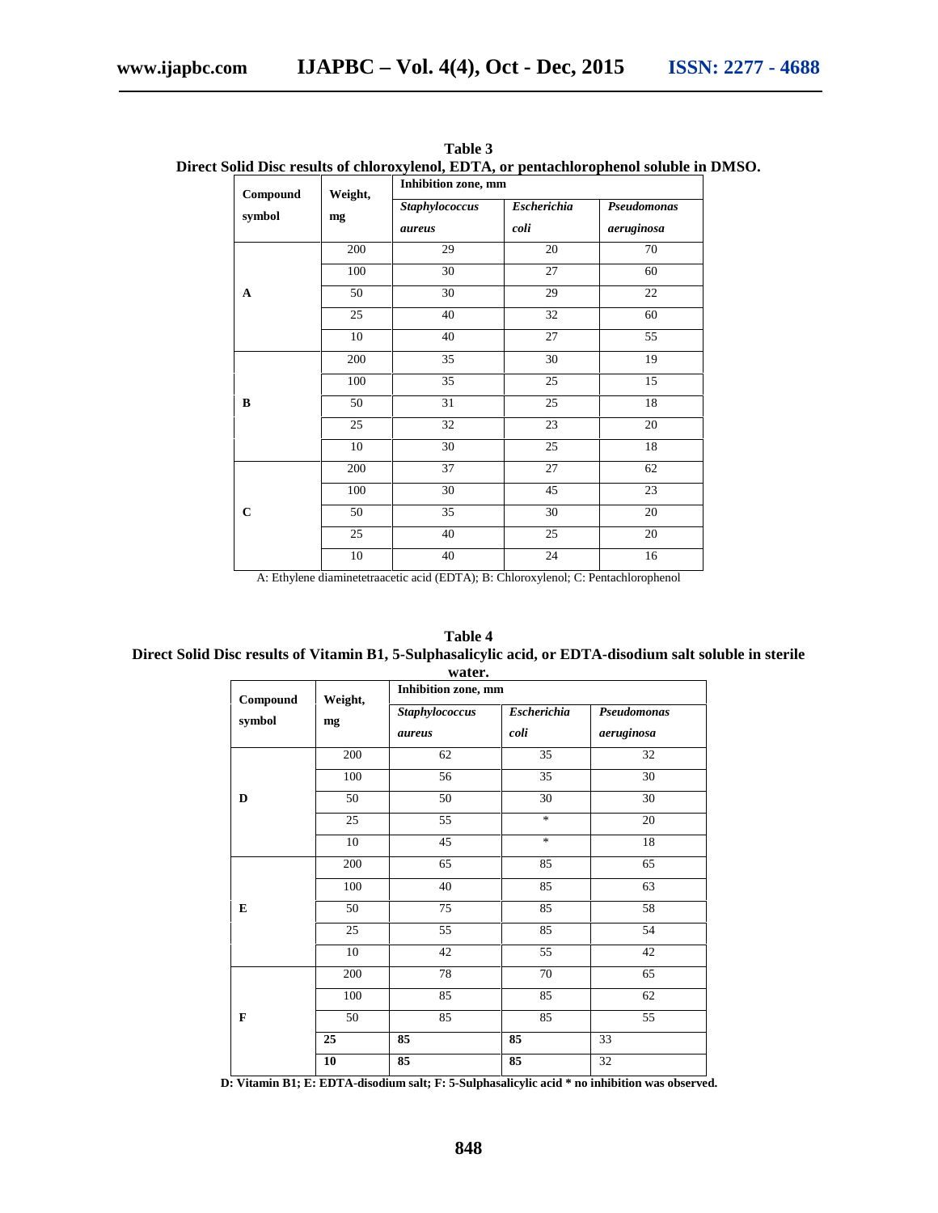**Table 3**

**Direct Solid Disc results of chloroxylenol, EDTA, or pentachlorophenol soluble in DMSO.**

| Compound symbol | Weight, mg | Inhibition zone, mm | | |
|---|---|---|---|---|
| | | *Staphylococcus aureus* | *Escherichia coli* | *Pseudomonas aeruginosa* |
| **A** | 200 | 29 | 20 | 70 |
| | 100 | 30 | 27 | 60 |
| | 50 | 30 | 29 | 22 |
| | 25 | 40 | 32 | 60 |
| | 10 | 40 | 27 | 55 |
| **B** | 200 | 35 | 30 | 19 |
| | 100 | 35 | 25 | 15 |
| | 50 | 31 | 25 | 18 |
| | 25 | 32 | 23 | 20 |
| | 10 | 30 | 25 | 18 |
| **C** | 200 | 37 | 27 | 62 |
| | 100 | 30 | 45 | 23 |
| | 50 | 35 | 30 | 20 |
| | 25 | 40 | 25 | 20 |
| | 10 | 40 | 24 | 16 |

A: Ethylene diaminetetraacetic acid (EDTA); B: Chloroxylenol; C: Pentachlorophenol

**Table 4**

**Direct Solid Disc results of Vitamin B1, 5-Sulphasalicylic acid, or EDTA-disodium salt soluble in sterile water.**

| Compound symbol | Weight, mg | Inhibition zone, mm | | |
|---|---|---|---|---|
| | | *Staphylococcus aureus* | *Escherichia coli* | *Pseudomonas aeruginosa* |
| **D** | 200 | 62 | 35 | 32 |
| | 100 | 56 | 35 | 30 |
| | 50 | 50 | 30 | 30 |
| | 25 | 55 | * | 20 |
| | 10 | 45 | * | 18 |
| **E** | 200 | 65 | 85 | 65 |
| | 100 | 40 | 85 | 63 |
| | 50 | 75 | 85 | 58 |
| | 25 | 55 | 85 | 54 |
| | 10 | 42 | 55 | 42 |
| **F** | 200 | 78 | 70 | 65 |
| | 100 | 85 | 85 | 62 |
| | 50 | 85 | 85 | 55 |
| | **25** | **85** | **85** | 33 |
| | **10** | **85** | **85** | 32 |

**D: Vitamin B1; E: EDTA-disodium salt; F: 5-Sulphasalicylic acid * no inhibition was observed.**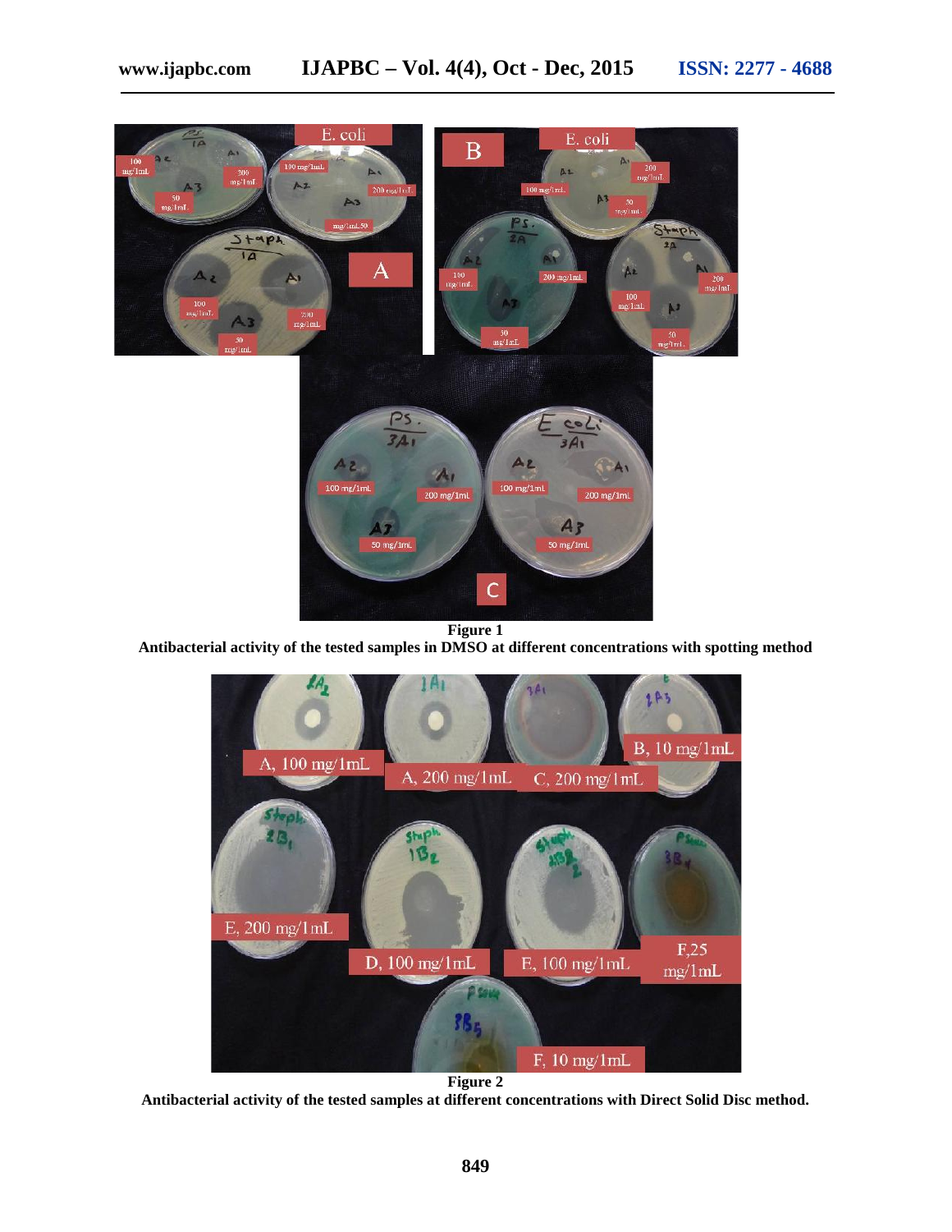**Figure 1**

**Antibacterial activity of the tested samples in DMSO at different concentrations with spotting method**

**Figure 2**

**Antibacterial activity of the tested samples at different concentrations with Direct Solid Disc method.**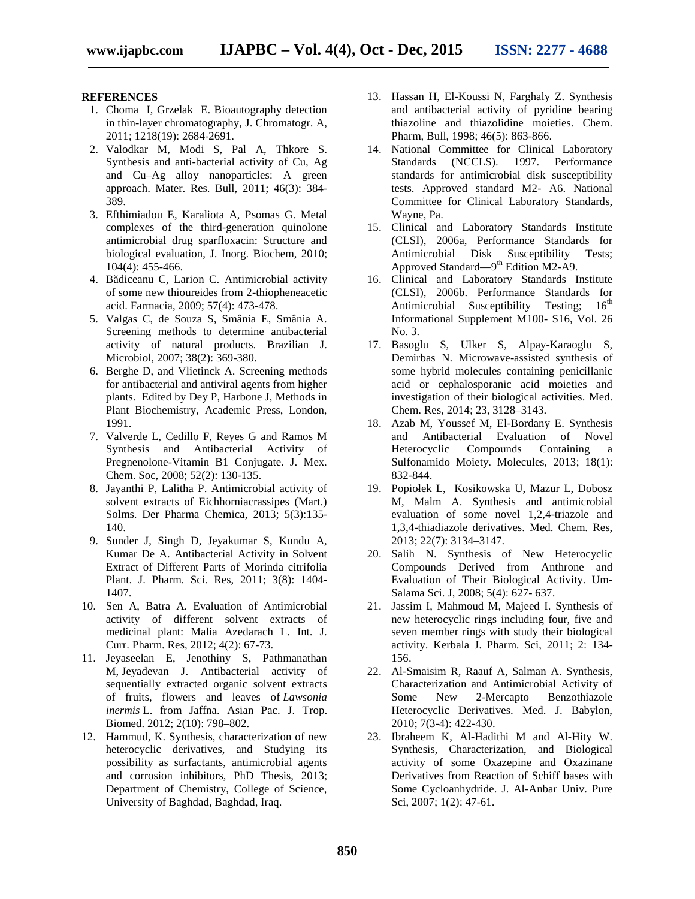**REFERENCES**

1. Choma I, Grzelak E. Bioautography detection in thin-layer chromatography, J. Chromatogr. A, 2011; 1218(19): 2684-2691.
2. Valodkar M, Modi S, Pal A, Thkore S. Synthesis and anti-bacterial activity of Cu, Ag and Cu–Ag alloy nanoparticles: A green approach. Mater. Res. Bull, 2011; 46(3): 384-389.
3. Efthimiadou E, Karaliota A, Psomas G. Metal complexes of the third-generation quinolone antimicrobial drug sparfloxacin: Structure and biological evaluation, J. Inorg. Biochem, 2010; 104(4): 455-466.
4. Bădiceanu C, Larion C. Antimicrobial activity of some new thioureides from 2-thiopheneacetic acid. Farmacia, 2009; 57(4): 473-478.
5. Valgas C, de Souza S, Smânia E, Smânia A. Screening methods to determine antibacterial activity of natural products. Brazilian J. Microbiol, 2007; 38(2): 369-380.
6. Berghe D, and Vlietinck A. Screening methods for antibacterial and antiviral agents from higher plants. Edited by Dey P, Harbone J, Methods in Plant Biochemistry, Academic Press, London, 1991.
7. Valverde L, Cedillo F, Reyes G and Ramos M Synthesis and Antibacterial Activity of Pregnenolone-Vitamin B1 Conjugate. J. Mex. Chem. Soc, 2008; 52(2): 130-135.
8. Jayanthi P, Lalitha P. Antimicrobial activity of solvent extracts of Eichhorniacrassipes (Mart.) Solms. Der Pharma Chemica, 2013; 5(3):135-140.
9. Sunder J, Singh D, Jeyakumar S, Kundu A, Kumar De A. Antibacterial Activity in Solvent Extract of Different Parts of Morinda citrifolia Plant. J. Pharm. Sci. Res, 2011; 3(8): 1404-1407.
10. Sen A, Batra A. Evaluation of Antimicrobial activity of different solvent extracts of medicinal plant: Malia Azedarach L. Int. J. Curr. Pharm. Res, 2012; 4(2): 67-73.
11. Jeyaseelan E, Jenothiny S, Pathmanathan M, Jeyadevan J. Antibacterial activity of sequentially extracted organic solvent extracts of fruits, flowers and leaves of *Lawsonia inermis* L. from Jaffna. Asian Pac. J. Trop. Biomed. 2012; 2(10): 798–802.
12. Hammud, K. Synthesis, characterization of new heterocyclic derivatives, and Studying its possibility as surfactants, antimicrobial agents and corrosion inhibitors, PhD Thesis, 2013; Department of Chemistry, College of Science, University of Baghdad, Baghdad, Iraq.
13. Hassan H, El-Koussi N, Farghaly Z. Synthesis and antibacterial activity of pyridine bearing thiazoline and thiazolidine moieties. Chem. Pharm, Bull, 1998; 46(5): 863-866.
14. National Committee for Clinical Laboratory Standards (NCCLS). 1997. Performance standards for antimicrobial disk susceptibility tests. Approved standard M2- A6. National Committee for Clinical Laboratory Standards, Wayne, Pa.
15. Clinical and Laboratory Standards Institute (CLSI), 2006a, Performance Standards for Antimicrobial Disk Susceptibility Tests; Approved Standard—9th Edition M2-A9.
16. Clinical and Laboratory Standards Institute (CLSI), 2006b. Performance Standards for Antimicrobial Susceptibility Testing; 16th Informational Supplement M100- S16, Vol. 26 No. 3.
17. Basoglu S, Ulker S, Alpay-Karaoglu S, Demirbas N. Microwave-assisted synthesis of some hybrid molecules containing penicillanic acid or cephalosporanic acid moieties and investigation of their biological activities. Med. Chem. Res, 2014; 23, 3128–3143.
18. Azab M, Youssef M, El-Bordany E. Synthesis and Antibacterial Evaluation of Novel Heterocyclic Compounds Containing a Sulfonamido Moiety. Molecules, 2013; 18(1): 832-844.
19. Popiołek L, Kosikowska U, Mazur L, Dobosz M, Malm A. Synthesis and antimicrobial evaluation of some novel 1,2,4-triazole and 1,3,4-thiadiazole derivatives. Med. Chem. Res, 2013; 22(7): 3134–3147.
20. Salih N. Synthesis of New Heterocyclic Compounds Derived from Anthrone and Evaluation of Their Biological Activity. Um-Salama Sci. J, 2008; 5(4): 627- 637.
21. Jassim I, Mahmoud M, Majeed I. Synthesis of new heterocyclic rings including four, five and seven member rings with study their biological activity. Kerbala J. Pharm. Sci, 2011; 2: 134-156.
22. Al-Smaisim R, Raauf A, Salman A. Synthesis, Characterization and Antimicrobial Activity of Some New 2-Mercapto Benzothiazole Heterocyclic Derivatives. Med. J. Babylon, 2010; 7(3-4): 422-430.
23. Ibraheem K, Al-Hadithi M and Al-Hity W. Synthesis, Characterization, and Biological activity of some Oxazepine and Oxazinane Derivatives from Reaction of Schiff bases with Some Cycloanhydride. J. Al-Anbar Univ. Pure Sci, 2007; 1(2): 47-61.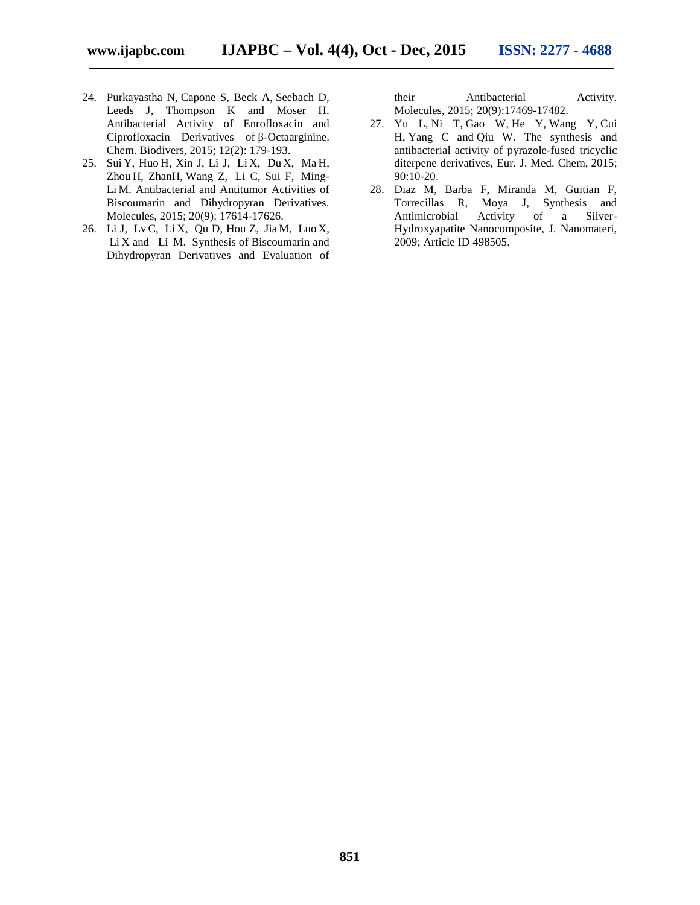24. Purkayastha N, Capone S, Beck A, Seebach D, Leeds J, Thompson K and Moser H. Antibacterial Activity of Enrofloxacin and Ciprofloxacin Derivatives of β-Octaarginine. Chem. Biodivers, 2015; 12(2): 179-193.
25. Sui Y, Huo H, Xin J, Li J, Li X, Du X, Ma H, Zhou H, ZhanH, Wang Z, Li C, Sui F, Ming-Li M. Antibacterial and Antitumor Activities of Biscoumarin and Dihydropyran Derivatives. Molecules, 2015; 20(9): 17614-17626.
26. Li J, Lv C, Li X, Qu D, Hou Z, Jia M, Luo X, Li X and Li M. Synthesis of Biscoumarin and Dihydropyran Derivatives and Evaluation of their Antibacterial Activity. Molecules, 2015; 20(9):17469-17482.
27. Yu L, Ni T, Gao W, He Y, Wang Y, Cui H, Yang C and Qiu W. The synthesis and antibacterial activity of pyrazole-fused tricyclic diterpene derivatives, Eur. J. Med. Chem, 2015; 90:10-20.
28. Diaz M, Barba F, Miranda M, Guitian F, Torrecillas R, Moya J, Synthesis and Antimicrobial Activity of a Silver-Hydroxyapatite Nanocomposite, J. Nanomateri, 2009; Article ID 498505.